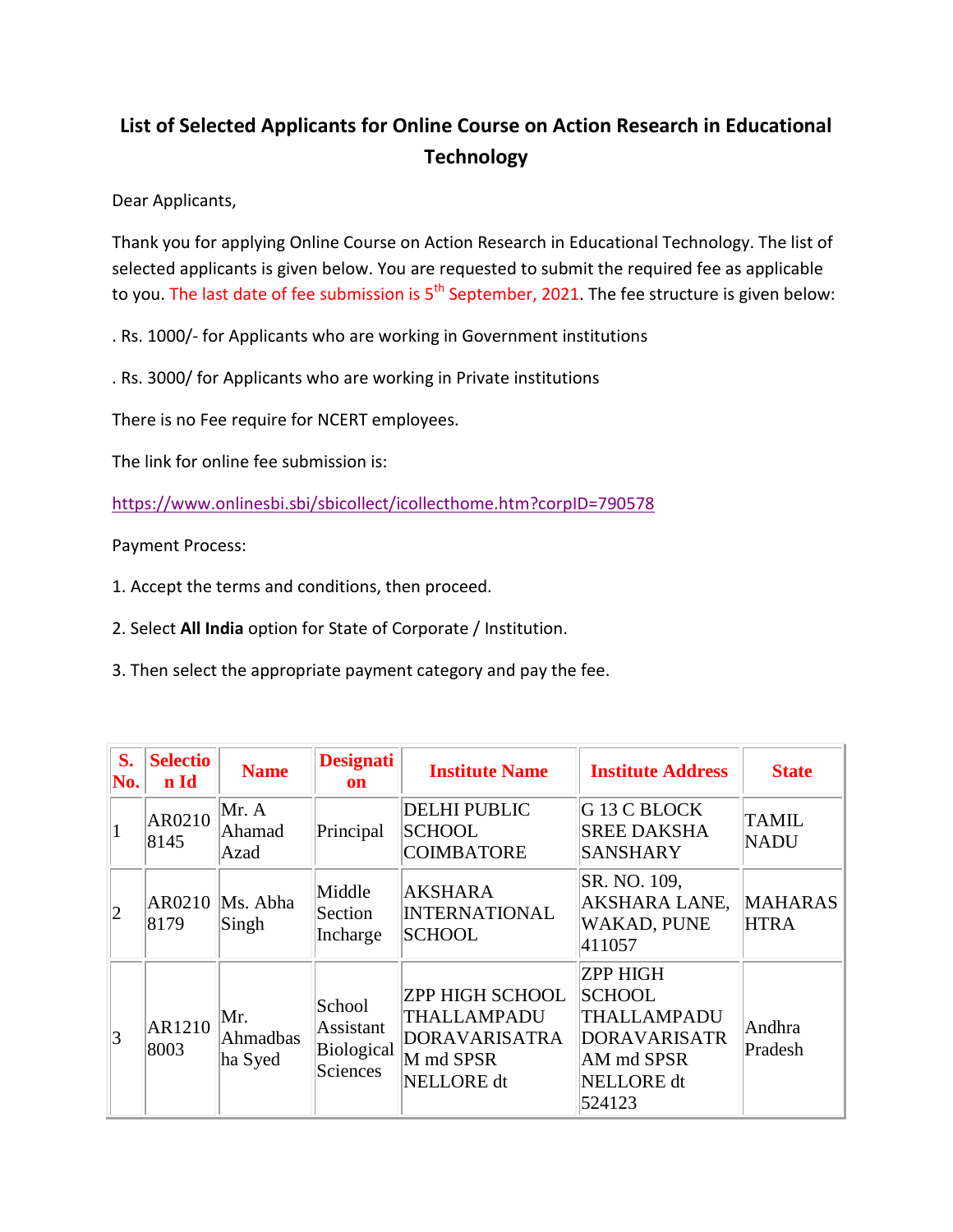# List of Selected Applicants for Online Course on Action Research in Educational Technology

Dear Applicants,

Thank you for applying Online Course on Action Research in Educational Technology. The list of selected applicants is given below. You are requested to submit the required fee as applicable to you. The last date of fee submission is 5th September, 2021. The fee structure is given below:

. Rs. 1000/- for Applicants who are working in Government institutions

. Rs. 3000/ for Applicants who are working in Private institutions

There is no Fee require for NCERT employees.

The link for online fee submission is:

https://www.onlinesbi.sbi/sbicollect/icollecthome.htm?corpID=790578

Payment Process:

1. Accept the terms and conditions, then proceed.

2. Select **All India** option for State of Corporate / Institution.

3. Then select the appropriate payment category and pay the fee.

| S. No. | Selection Id | Name | Designation | Institute Name | Institute Address | State |
|---|---|---|---|---|---|---|
| 1 | AR02108145 | Mr. A Ahamad Azad | Principal | DELHI PUBLIC SCHOOL COIMBATORE | G 13 C BLOCK SREE DAKSHA SANSHARY | TAMIL NADU |
| 2 | AR02108179 | Ms. Abha Singh | Middle Section Incharge | AKSHARA INTERNATIONAL SCHOOL | SR. NO. 109, AKSHARA LANE, WAKAD, PUNE 411057 | MAHARASHTRA |
| 3 | AR12108003 | Mr. Ahmadbasha Syed | School Assistant Biological Sciences | ZPP HIGH SCHOOL THALLAMPADU DORAVARISATRAM md SPSR NELLORE dt | ZPP HIGH SCHOOL THALLAMPADU DORAVARISATRAM md SPSR NELLORE dt 524123 | Andhra Pradesh |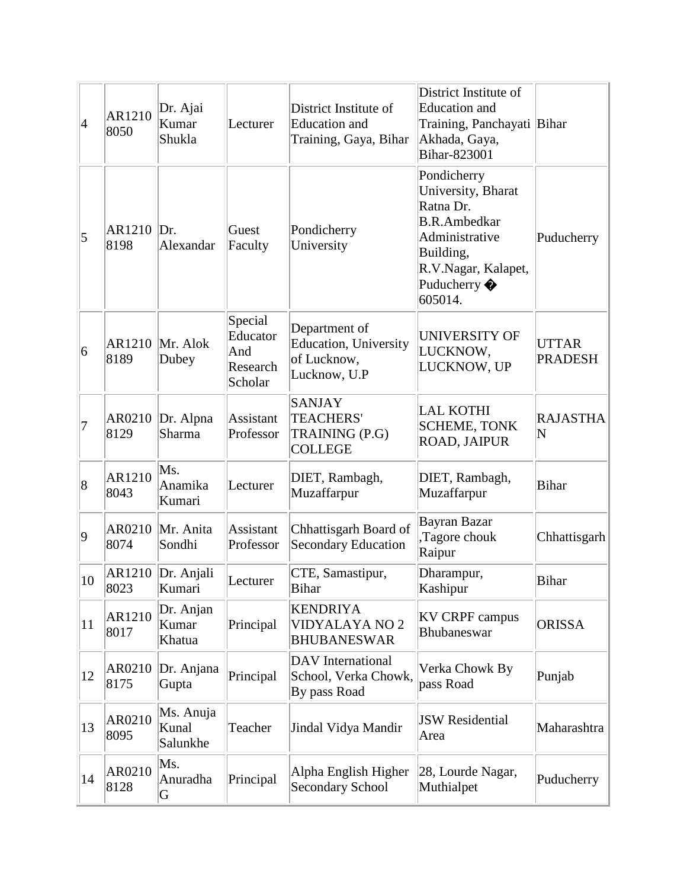| 4 | AR12108050 | Dr. Ajai Kumar Shukla | Lecturer | District Institute of Education and Training, Gaya, Bihar | District Institute of Education and Training, Panchayati Akhada, Gaya, Bihar-823001 | Bihar |
|---|---|---|---|---|---|---|
| 5 | AR12108198 | Dr. Alexandar | Guest Faculty | Pondicherry University | Pondicherry University, Bharat Ratna Dr. B.R.Ambedkar Administrative Building, R.V.Nagar, Kalapet, Puducherry � 605014. | Puducherry |
| 6 | AR12108189 | Mr. Alok Dubey | Special Educator And Research Scholar | Department of Education, University of Lucknow, Lucknow, U.P | UNIVERSITY OF LUCKNOW, LUCKNOW, UP | UTTAR PRADESH |
| 7 | AR02108129 | Dr. Alpna Sharma | Assistant Professor | SANJAY TEACHERS' TRAINING (P.G) COLLEGE | LAL KOTHI SCHEME, TONK ROAD, JAIPUR | RAJASTHAN |
| 8 | AR12108043 | Ms. Anamika Kumari | Lecturer | DIET, Rambagh, Muzaffarpur | DIET, Rambagh, Muzaffarpur | Bihar |
| 9 | AR02108074 | Mr. Anita Sondhi | Assistant Professor | Chhattisgarh Board of Secondary Education | Bayran Bazar ,Tagore chouk Raipur | Chhattisgarh |
| 10 | AR12108023 | Dr. Anjali Kumari | Lecturer | CTE, Samastipur, Bihar | Dharampur, Kashipur | Bihar |
| 11 | AR12108017 | Dr. Anjan Kumar Khatua | Principal | KENDRIYA VIDYALAYA NO 2 BHUBANESWAR | KV CRPF campus Bhubaneswar | ORISSA |
| 12 | AR02108175 | Dr. Anjana Gupta | Principal | DAV International School, Verka Chowk, By pass Road | Verka Chowk By pass Road | Punjab |
| 13 | AR02108095 | Ms. Anuja Kunal Salunkhe | Teacher | Jindal Vidya Mandir | JSW Residential Area | Maharashtra |
| 14 | AR02108128 | Ms. Anuradha G | Principal | Alpha English Higher Secondary School | 28, Lourde Nagar, Muthialpet | Puducherry |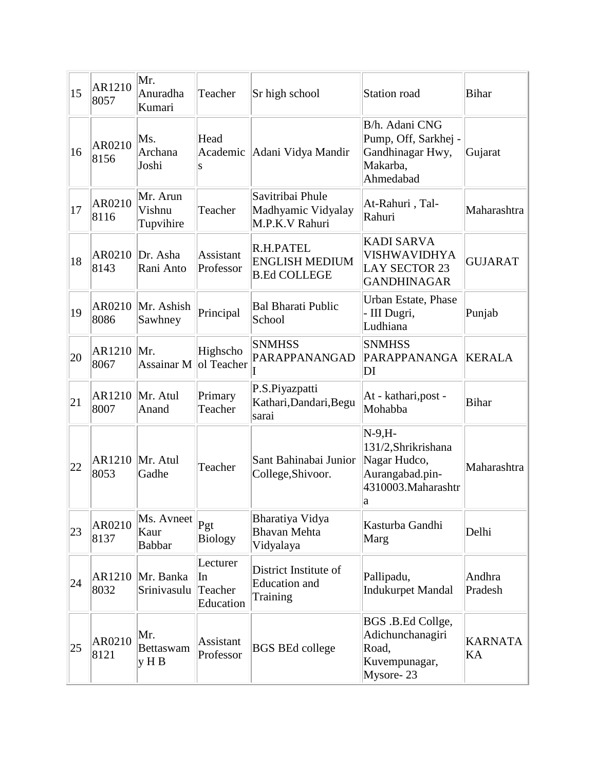| 15 | AR12108057 | Mr. Anuradha Kumari | Teacher | Sr high school | Station road | Bihar |
|---|---|---|---|---|---|---|
| 16 | AR02108156 | Ms. Archana Joshi | Head Academics | Adani Vidya Mandir | B/h. Adani CNG Pump, Off, Sarkhej - Gandhinagar Hwy, Makarba, Ahmedabad | Gujarat |
| 17 | AR02108116 | Mr. Arun Vishnu Tupvihire | Teacher | Savitribai Phule Madhyamic Vidyalay M.P.K.V Rahuri | At-Rahuri , Tal-Rahuri | Maharashtra |
| 18 | AR02108143 | Dr. Asha Rani Anto | Assistant Professor | R.H.PATEL ENGLISH MEDIUM B.Ed COLLEGE | KADI SARVA VISHWAVIDHYALAY SECTOR 23 GANDHINAGAR | GUJARAT |
| 19 | AR02108086 | Mr. Ashish Sawhney | Principal | Bal Bharati Public School | Urban Estate, Phase - III Dugri, Ludhiana | Punjab |
| 20 | AR12108067 | Mr. Assainar M | Highschool Teacher | SNMHSS PARAPPANANGADI | SNMHSS PARAPPANANGADI | KERALA |
| 21 | AR12108007 | Mr. Atul Anand | Primary Teacher | P.S.Piyazpatti Kathari,Dandari,Begusarai | At - kathari,post - Mohabba | Bihar |
| 22 | AR12108053 | Mr. Atul Gadhe | Teacher | Sant Bahinabai Junior College,Shivoor. | N-9,H-131/2,Shrikrishana Nagar Hudco, Aurangabad.pin-4310003.Maharashtra | Maharashtra |
| 23 | AR02108137 | Ms. Avneet Kaur Babbar | Pgt Biology | Bharatiya Vidya Bhavan Mehta Vidyalaya | Kasturba Gandhi Marg | Delhi |
| 24 | AR12108032 | Mr. Banka Srinivasulu | Lecturer In Teacher Education | District Institute of Education and Training | Pallipadu, Indukurpet Mandal | Andhra Pradesh |
| 25 | AR02108121 | Mr. Bettaswamy H B | Assistant Professor | BGS BEd college | BGS .B.Ed Collge, Adichunchanagiri Road, Kuvempunagar, Mysore- 23 | KARNATAKA |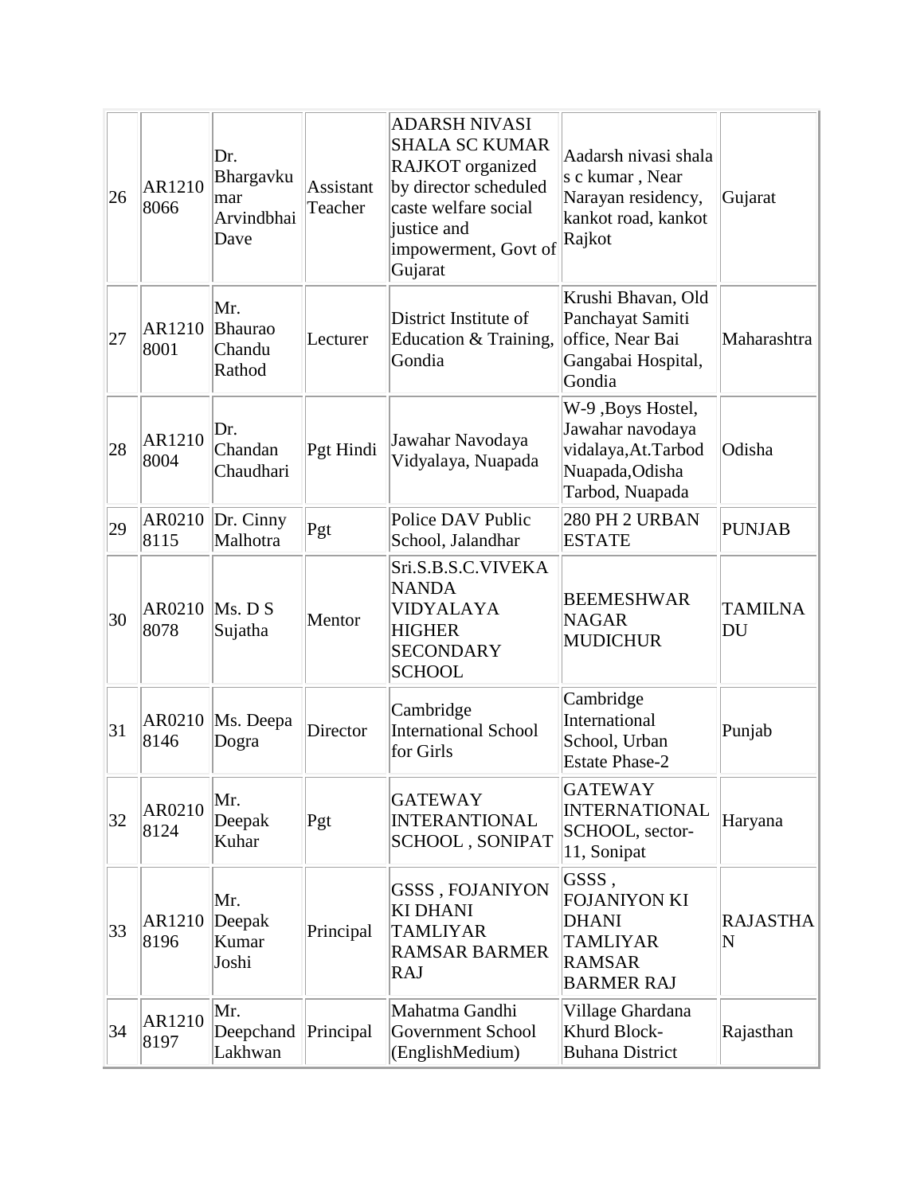| 26 | AR12108066 | Dr. Bhargavkumar Arvindbhai Dave | Assistant Teacher | ADARSH NIVASI SHALA SC KUMAR RAJKOT organized by director scheduled caste welfare social justice and impowerment, Govt of Gujarat | Aadarsh nivasi shala s c kumar , Near Narayan residency, kankot road, kankot Rajkot | Gujarat |
|---|---|---|---|---|---|---|
| 27 | AR12108001 | Mr. Bhaurao Chandu Rathod | Lecturer | District Institute of Education & Training, Gondia | Krushi Bhavan, Old Panchayat Samiti office, Near Bai Gangabai Hospital, Gondia | Maharashtra |
| 28 | AR12108004 | Dr. Chandan Chaudhari | Pgt Hindi | Jawahar Navodaya Vidyalaya, Nuapada | W-9 ,Boys Hostel, Jawahar navodaya vidalaya,At.Tarbod Nuapada,Odisha Tarbod, Nuapada | Odisha |
| 29 | AR02108115 | Dr. Cinny Malhotra | Pgt | Police DAV Public School, Jalandhar | 280 PH 2 URBAN ESTATE | PUNJAB |
| 30 | AR02108078 | Ms. D S Sujatha | Mentor | Sri.S.B.S.C.VIVEKANANDA VIDYALAYA HIGHER SECONDARY SCHOOL | BEEMESHWAR NAGAR MUDICHUR | TAMILNADU |
| 31 | AR02108146 | Ms. Deepa Dogra | Director | Cambridge International School for Girls | Cambridge International School, Urban Estate Phase-2 | Punjab |
| 32 | AR02108124 | Mr. Deepak Kuhar | Pgt | GATEWAY INTERANTIONAL SCHOOL , SONIPAT | GATEWAY INTERNATIONAL SCHOOL, sector-11, Sonipat | Haryana |
| 33 | AR12108196 | Mr. Deepak Kumar Joshi | Principal | GSSS , FOJANIYON KI DHANI TAMLIYAR RAMSAR BARMER RAJ | GSSS , FOJANIYON KI DHANI TAMLIYAR RAMSAR BARMER RAJ | RAJASTHAN |
| 34 | AR12108197 | Mr. Deepchand Lakhwan | Principal | Mahatma Gandhi Government School (EnglishMedium) | Village Ghardana Khurd Block-Buhana District | Rajasthan |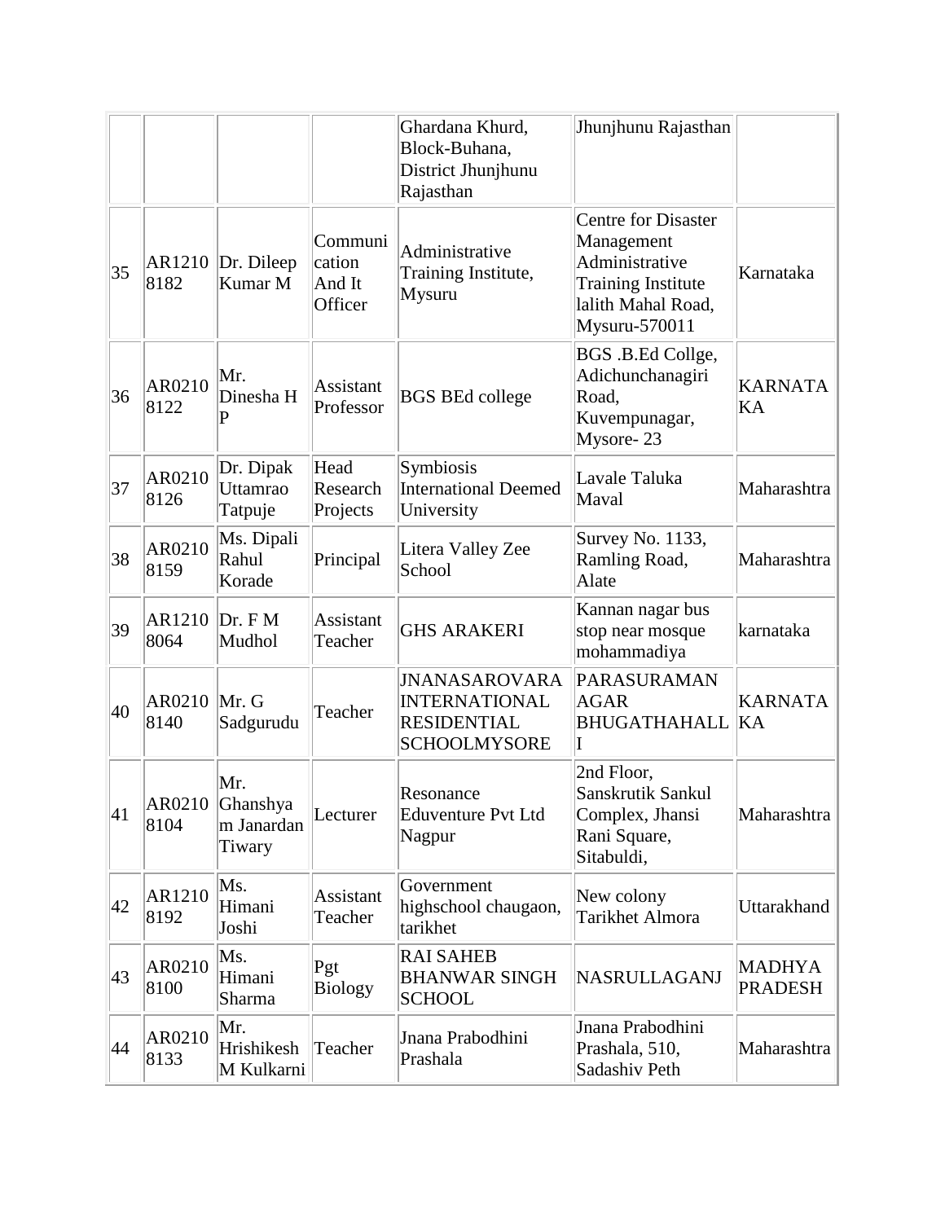| | | | | | | |
|---|---|---|---|---|---|---|
| | | | | Ghardana Khurd, Block-Buhana, District Jhunjhunu Rajasthan | Jhunjhunu Rajasthan | |
| 35 | AR12108182 | Dr. Dileep Kumar M | Communication And It Officer | Administrative Training Institute, Mysuru | Centre for Disaster Management Administrative Training Institute lalith Mahal Road, Mysuru-570011 | Karnataka |
| 36 | AR02108122 | Mr. Dinesha H P | Assistant Professor | BGS BEd college | BGS .B.Ed Collge, Adichunchanagiri Road, Kuvempunagar, Mysore- 23 | KARNATAKA |
| 37 | AR02108126 | Dr. Dipak Uttamrao Tatpuje | Head Research Projects | Symbiosis International Deemed University | Lavale Taluka Maval | Maharashtra |
| 38 | AR02108159 | Ms. Dipali Rahul Korade | Principal | Litera Valley Zee School | Survey No. 1133, Ramling Road, Alate | Maharashtra |
| 39 | AR12108064 | Dr. F M Mudhol | Assistant Teacher | GHS ARAKERI | Kannan nagar bus stop near mosque mohammadiya | karnataka |
| 40 | AR02108140 | Mr. G Sadgurudu | Teacher | JNANASAROVARA INTERNATIONAL RESIDENTIAL SCHOOLMYSORE | PARASURAMANAGAR BHUGATHAHALLI | KARNATAKA |
| 41 | AR02108104 | Mr. Ghanshyam Janardan Tiwary | Lecturer | Resonance Eduventure Pvt Ltd Nagpur | 2nd Floor, Sanskrutik Sankul Complex, Jhansi Rani Square, Sitabuldi, | Maharashtra |
| 42 | AR12108192 | Ms. Himani Joshi | Assistant Teacher | Government highschool chaugaon, tarikhet | New colony Tarikhet Almora | Uttarakhand |
| 43 | AR02108100 | Ms. Himani Sharma | Pgt Biology | RAI SAHEB BHANWAR SINGH SCHOOL | NASRULLAGANJ | MADHYA PRADESH |
| 44 | AR02108133 | Mr. Hrishikesh M Kulkarni | Teacher | Jnana Prabodhini Prashala | Jnana Prabodhini Prashala, 510, Sadashiv Peth | Maharashtra |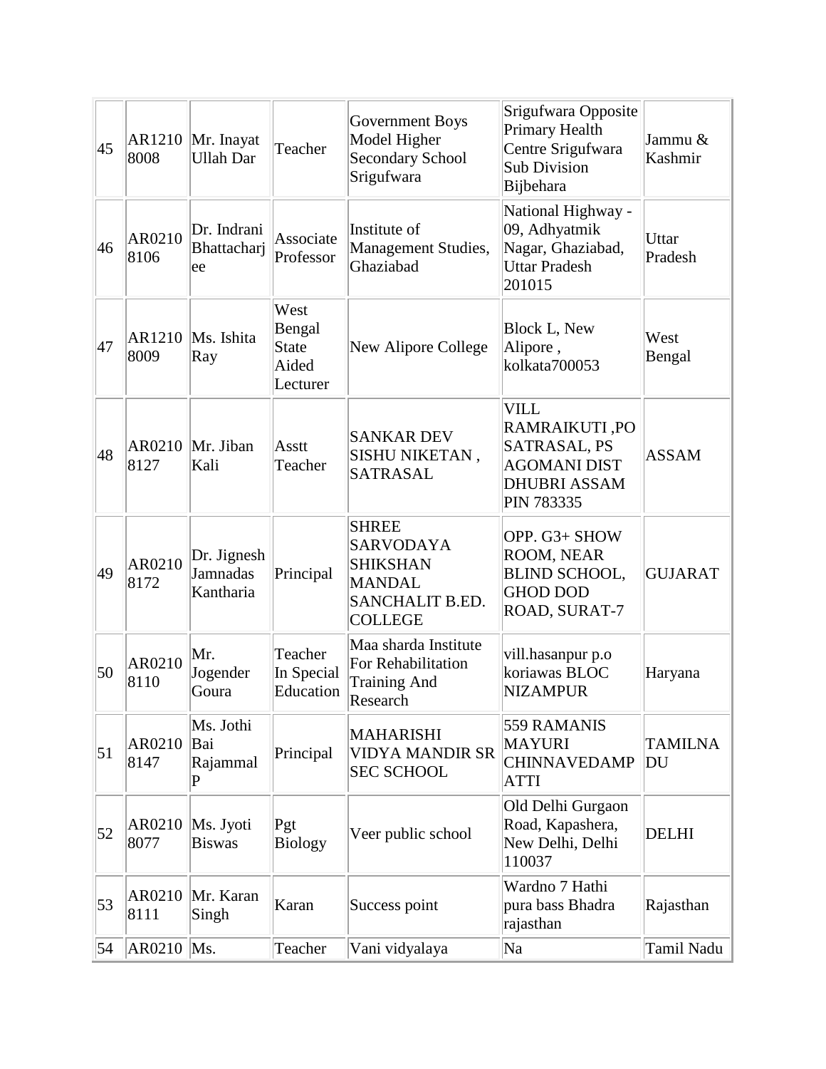| 45 | AR12108008 | Mr. Inayat Ullah Dar | Teacher | Government Boys Model Higher Secondary School Srigufwara | Srigufwara Opposite Primary Health Centre Srigufwara Sub Division Bijbehara | Jammu & Kashmir |
|---|---|---|---|---|---|---|
| 46 | AR02108106 | Dr. Indrani Bhattacharjee | Associate Professor | Institute of Management Studies, Ghaziabad | National Highway - 09, Adhyatmik Nagar, Ghaziabad, Uttar Pradesh 201015 | Uttar Pradesh |
| 47 | AR12108009 | Ms. Ishita Ray | West Bengal State Aided Lecturer | New Alipore College | Block L, New Alipore , kolkata700053 | West Bengal |
| 48 | AR02108127 | Mr. Jiban Kali | Asstt Teacher | SANKAR DEV SISHU NIKETAN , SATRASAL | VILL RAMRAIKUTI ,PO SATRASAL, PS AGOMANI DIST DHUBRI ASSAM PIN 783335 | ASSAM |
| 49 | AR02108172 | Dr. Jignesh Jamnadas Kantharia | Principal | SHREE SARVODAYA SHIKSHAN MANDAL SANCHALIT B.ED. COLLEGE | OPP. G3+ SHOW ROOM, NEAR BLIND SCHOOL, GHOD DOD ROAD, SURAT-7 | GUJARAT |
| 50 | AR02108110 | Mr. Jogender Goura | Teacher In Special Education | Maa sharda Institute For Rehabilitation Training And Research | vill.hasanpur p.o koriawas BLOC NIZAMPUR | Haryana |
| 51 | AR02108147 | Ms. Jothi Bai Rajammal P | Principal | MAHARISHI VIDYA MANDIR SR SEC SCHOOL | 559 RAMANIS MAYURI CHINNAVEDAMPATTI | TAMILNADU |
| 52 | AR02108077 | Ms. Jyoti Biswas | Pgt Biology | Veer public school | Old Delhi Gurgaon Road, Kapashera, New Delhi, Delhi 110037 | DELHI |
| 53 | AR02108111 | Mr. Karan Singh | Karan | Success point | Wardno 7 Hathi pura bass Bhadra rajasthan | Rajasthan |
| 54 | AR0210 | Ms. | Teacher | Vani vidyalaya | Na | Tamil Nadu |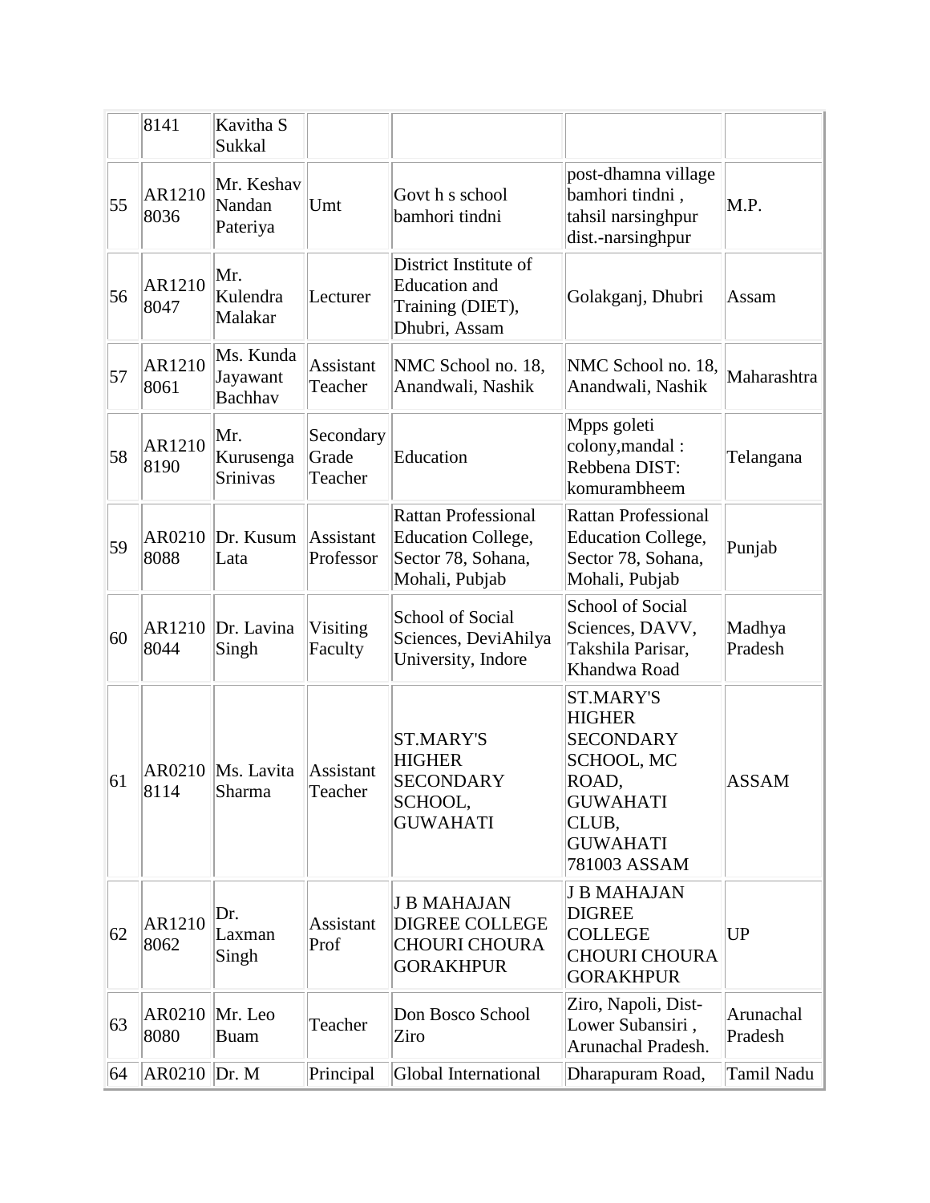| | 8141 | Kavitha S Sukkal | | | | |
|---|---|---|---|---|---|---|
| 55 | AR12108036 | Mr. Keshav Nandan Pateriya | Umt | Govt h s school bamhori tindni | post-dhamna village bamhori tindni , tahsil narsinghpur dist.-narsinghpur | M.P. |
| 56 | AR12108047 | Mr. Kulendra Malakar | Lecturer | District Institute of Education and Training (DIET), Dhubri, Assam | Golakganj, Dhubri | Assam |
| 57 | AR12108061 | Ms. Kunda Jayawant Bachhav | Assistant Teacher | NMC School no. 18, Anandwali, Nashik | NMC School no. 18, Anandwali, Nashik | Maharashtra |
| 58 | AR12108190 | Mr. Kurusenga Srinivas | Secondary Grade Teacher | Education | Mpps goleti colony,mandal : Rebbena DIST: komurambheem | Telangana |
| 59 | AR02108088 | Dr. Kusum Lata | Assistant Professor | Rattan Professional Education College, Sector 78, Sohana, Mohali, Pubjab | Rattan Professional Education College, Sector 78, Sohana, Mohali, Pubjab | Punjab |
| 60 | AR12108044 | Dr. Lavina Singh | Visiting Faculty | School of Social Sciences, DeviAhilya University, Indore | School of Social Sciences, DAVV, Takshila Parisar, Khandwa Road | Madhya Pradesh |
| 61 | AR02108114 | Ms. Lavita Sharma | Assistant Teacher | ST.MARY'S HIGHER SECONDARY SCHOOL, GUWAHATI | ST.MARY'S HIGHER SECONDARY SCHOOL, MC ROAD, GUWAHATI CLUB, GUWAHATI 781003 ASSAM | ASSAM |
| 62 | AR12108062 | Dr. Laxman Singh | Assistant Prof | J B MAHAJAN DIGREE COLLEGE CHOURI CHOURA GORAKHPUR | J B MAHAJAN DIGREE COLLEGE CHOURI CHOURA GORAKHPUR | UP |
| 63 | AR02108080 | Mr. Leo Buam | Teacher | Don Bosco School Ziro | Ziro, Napoli, Dist-Lower Subansiri , Arunachal Pradesh. | Arunachal Pradesh |
| 64 | AR0210 | Dr. M | Principal | Global International | Dharapuram Road, | Tamil Nadu |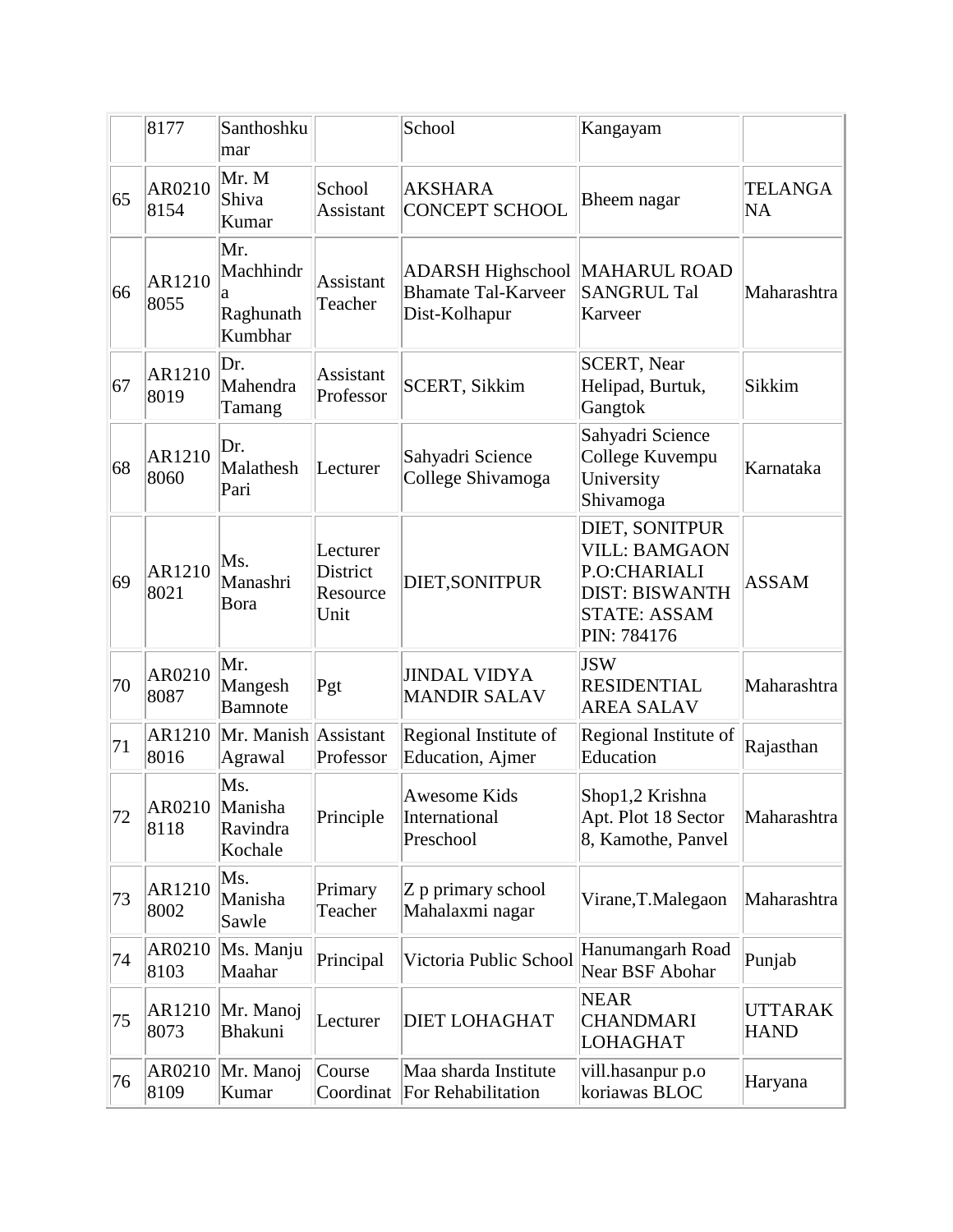|  |  |  |  |  |  |  |
|---|---|---|---|---|---|---|
|  | 8177 | Santhoshkumar |  | School | Kangayam |  |
| 65 | AR02108154 | Mr. M Shiva Kumar | School Assistant | AKSHARA CONCEPT SCHOOL | Bheem nagar | TELANGANA |
| 66 | AR12108055 | Mr. Machhindra Raghunath Kumbhar | Assistant Teacher | ADARSH Highschool Bhamate Tal-Karveer Dist-Kolhapur | MAHARUL ROAD SANGRUL Tal Karveer | Maharashtra |
| 67 | AR12108019 | Dr. Mahendra Tamang | Assistant Professor | SCERT, Sikkim | SCERT, Near Helipad, Burtuk, Gangtok | Sikkim |
| 68 | AR12108060 | Dr. Malathesh Pari | Lecturer | Sahyadri Science College Shivamoga | Sahyadri Science College Kuvempu University Shivamoga | Karnataka |
| 69 | AR12108021 | Ms. Manashri Bora | Lecturer District Resource Unit | DIET,SONITPUR | DIET, SONITPUR VILL: BAMGAON P.O:CHARIALI DIST: BISWANTH STATE: ASSAM PIN: 784176 | ASSAM |
| 70 | AR02108087 | Mr. Mangesh Bamnote | Pgt | JINDAL VIDYA MANDIR SALAV | JSW RESIDENTIAL AREA SALAV | Maharashtra |
| 71 | AR12108016 | Mr. Manish Agrawal | Assistant Professor | Regional Institute of Education, Ajmer | Regional Institute of Education | Rajasthan |
| 72 | AR02108118 | Ms. Manisha Ravindra Kochale | Principle | Awesome Kids International Preschool | Shop1,2 Krishna Apt. Plot 18 Sector 8, Kamothe, Panvel | Maharashtra |
| 73 | AR12108002 | Ms. Manisha Sawle | Primary Teacher | Z p primary school Mahalaxmi nagar | Virane,T.Malegaon | Maharashtra |
| 74 | AR02108103 | Ms. Manju Maahar | Principal | Victoria Public School | Hanumangarh Road Near BSF Abohar | Punjab |
| 75 | AR12108073 | Mr. Manoj Bhakuni | Lecturer | DIET LOHAGHAT | NEAR CHANDMARI LOHAGHAT | UTTARAKHAND |
| 76 | AR02108109 | Mr. Manoj Kumar | Course Coordinat | Maa sharda Institute For Rehabilitation | vill.hasanpur p.o koriawas BLOC | Haryana |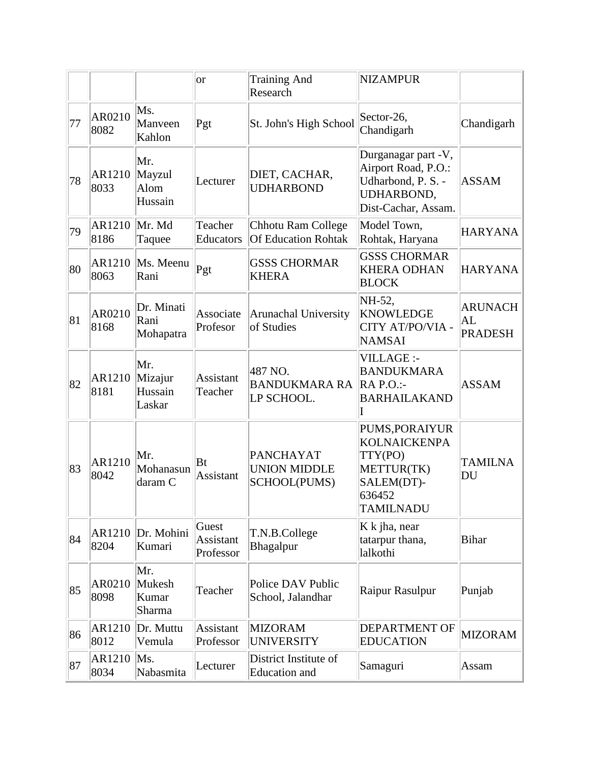| | | | or | Training And Research | NIZAMPUR | |
|---|---|---|---|---|---|---|
| 77 | AR02108082 | Ms. Manveen Kahlon | Pgt | St. John's High School | Sector-26, Chandigarh | Chandigarh |
| 78 | AR12108033 | Mr. Mayzul Alom Hussain | Lecturer | DIET, CACHAR, UDHARBOND | Durganagar part -V, Airport Road, P.O.: Udharbond, P. S. - UDHARBOND, Dist-Cachar, Assam. | ASSAM |
| 79 | AR12108186 | Mr. Md Taquee | Teacher Educators | Chhotu Ram College Of Education Rohtak | Model Town, Rohtak, Haryana | HARYANA |
| 80 | AR12108063 | Ms. Meenu Rani | Pgt | GSSS CHORMAR KHERA | GSSS CHORMAR KHERA ODHAN BLOCK | HARYANA |
| 81 | AR02108168 | Dr. Minati Rani Mohapatra | Associate Profesor | Arunachal University of Studies | NH-52, KNOWLEDGE CITY AT/PO/VIA - NAMSAI | ARUNACHAL PRADESH |
| 82 | AR12108181 | Mr. Mizajur Hussain Laskar | Assistant Teacher | 487 NO. BANDUKMARA RA LP SCHOOL. | VILLAGE :- BANDUKMARA RA P.O.:- BARHAILAKANDI | ASSAM |
| 83 | AR12108042 | Mr. Mohanasundaram C | Bt Assistant | PANCHAYAT UNION MIDDLE SCHOOL(PUMS) | PUMS,PORAIYUR KOLNAICKENPATTY(PO) METTUR(TK) SALEM(DT)-636452 TAMILNADU | TAMILNADU |
| 84 | AR12108204 | Dr. Mohini Kumari | Guest Assistant Professor | T.N.B.College Bhagalpur | K k jha, near tatarpur thana, lalkothi | Bihar |
| 85 | AR02108098 | Mr. Mukesh Kumar Sharma | Teacher | Police DAV Public School, Jalandhar | Raipur Rasulpur | Punjab |
| 86 | AR12108012 | Dr. Muttu Vemula | Assistant Professor | MIZORAM UNIVERSITY | DEPARTMENT OF EDUCATION | MIZORAM |
| 87 | AR12108034 | Ms. Nabasmita | Lecturer | District Institute of Education and | Samaguri | Assam |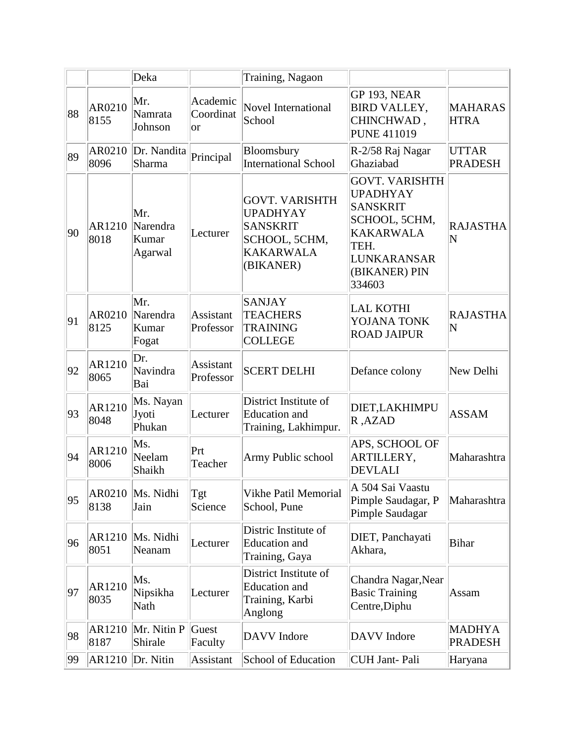| | | Deka | | Training, Nagaon | | |
|---|---|---|---|---|---|---|
| 88 | AR02108155 | Mr. Namrata Johnson | Academic Coordinator | Novel International School | GP 193, NEAR BIRD VALLEY, CHINCHWAD , PUNE 411019 | MAHARASHTRA |
| 89 | AR02108096 | Dr. Nandita Sharma | Principal | Bloomsbury International School | R-2/58 Raj Nagar Ghaziabad | UTTAR PRADESH |
| 90 | AR12108018 | Mr. Narendra Kumar Agarwal | Lecturer | GOVT. VARISHTH UPADHYAY SANSKRIT SCHOOL, 5CHM, KAKARWALA (BIKANER) | GOVT. VARISHTH UPADHYAY SANSKRIT SCHOOL, 5CHM, KAKARWALA TEH. LUNKARANSAR (BIKANER) PIN 334603 | RAJASTHAN |
| 91 | AR02108125 | Mr. Narendra Kumar Fogat | Assistant Professor | SANJAY TEACHERS TRAINING COLLEGE | LAL KOTHI YOJANA TONK ROAD JAIPUR | RAJASTHAN |
| 92 | AR12108065 | Dr. Navindra Bai | Assistant Professor | SCERT DELHI | Defance colony | New Delhi |
| 93 | AR12108048 | Ms. Nayan Jyoti Phukan | Lecturer | District Institute of Education and Training, Lakhimpur. | DIET,LAKHIMPUR ,AZAD | ASSAM |
| 94 | AR12108006 | Ms. Neelam Shaikh | Prt Teacher | Army Public school | APS, SCHOOL OF ARTILLERY, DEVLALI | Maharashtra |
| 95 | AR02108138 | Ms. Nidhi Jain | Tgt Science | Vikhe Patil Memorial School, Pune | A 504 Sai Vaastu Pimple Saudagar, P Pimple Saudagar | Maharashtra |
| 96 | AR12108051 | Ms. Nidhi Neanam | Lecturer | Distric Institute of Education and Training, Gaya | DIET, Panchayati Akhara, | Bihar |
| 97 | AR12108035 | Ms. Nipsikha Nath | Lecturer | District Institute of Education and Training, Karbi Anglong | Chandra Nagar,Near Basic Training Centre,Diphu | Assam |
| 98 | AR12108187 | Mr. Nitin P Shirale | Guest Faculty | DAVV Indore | DAVV Indore | MADHYA PRADESH |
| 99 | AR1210 | Dr. Nitin | Assistant | School of Education | CUH Jant- Pali | Haryana |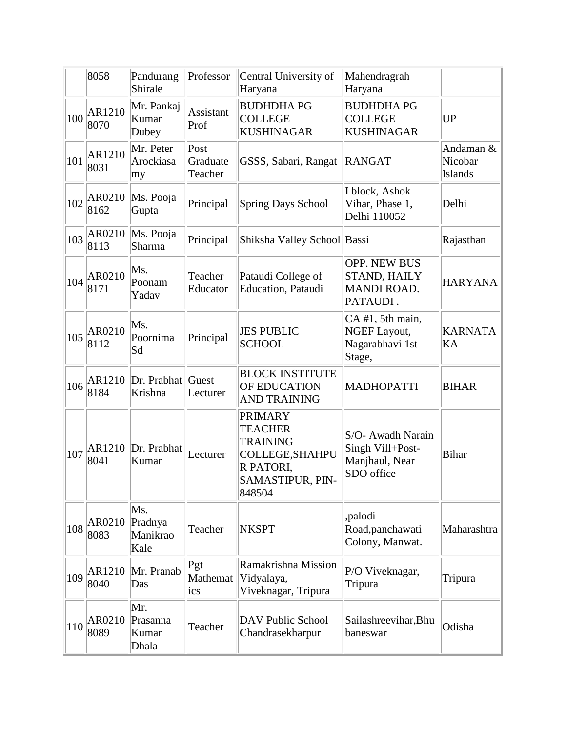|  | 8058 | Pandurang Shirale | Professor | Central University of Haryana | Mahendragrah Haryana |  |
|---|---|---|---|---|---|---|
| 100 | AR12108070 | Mr. Pankaj Kumar Dubey | Assistant Prof | BUDHDHA PG COLLEGE KUSHINAGAR | BUDHDHA PG COLLEGE KUSHINAGAR | UP |
| 101 | AR12108031 | Mr. Peter Arockiasamy | Post Graduate Teacher | GSSS, Sabari, Rangat | RANGAT | Andaman & Nicobar Islands |
| 102 | AR02108162 | Ms. Pooja Gupta | Principal | Spring Days School | I block, Ashok Vihar, Phase 1, Delhi 110052 | Delhi |
| 103 | AR02108113 | Ms. Pooja Sharma | Principal | Shiksha Valley School | Bassi | Rajasthan |
| 104 | AR02108171 | Ms. Poonam Yadav | Teacher Educator | Pataudi College of Education, Pataudi | OPP. NEW BUS STAND, HAILY MANDI ROAD. PATAUDI . | HARYANA |
| 105 | AR02108112 | Ms. Poornima Sd | Principal | JES PUBLIC SCHOOL | CA #1, 5th main, NGEF Layout, Nagarabhavi 1st Stage, | KARNATAKA |
| 106 | AR12108184 | Dr. Prabhat Krishna | Guest Lecturer | BLOCK INSTITUTE OF EDUCATION AND TRAINING | MADHOPATTI | BIHAR |
| 107 | AR12108041 | Dr. Prabhat Kumar | Lecturer | PRIMARY TEACHER TRAINING COLLEGE,SHAHPUR PATORI, SAMASTIPUR, PIN-848504 | S/O- Awadh Narain Singh Vill+Post-Manjhaul, Near SDO office | Bihar |
| 108 | AR02108083 | Ms. Pradnya Manikrao Kale | Teacher | NKSPT | ,palodi Road,panchawati Colony, Manwat. | Maharashtra |
| 109 | AR12108040 | Mr. Pranab Das | Pgt Mathematics | Ramakrishna Mission Vidyalaya, Viveknagar, Tripura | P/O Viveknagar, Tripura | Tripura |
| 110 | AR02108089 | Mr. Prasanna Kumar Dhala | Teacher | DAV Public School Chandrasekharpur | Sailashreevihar,Bhubaneswar | Odisha |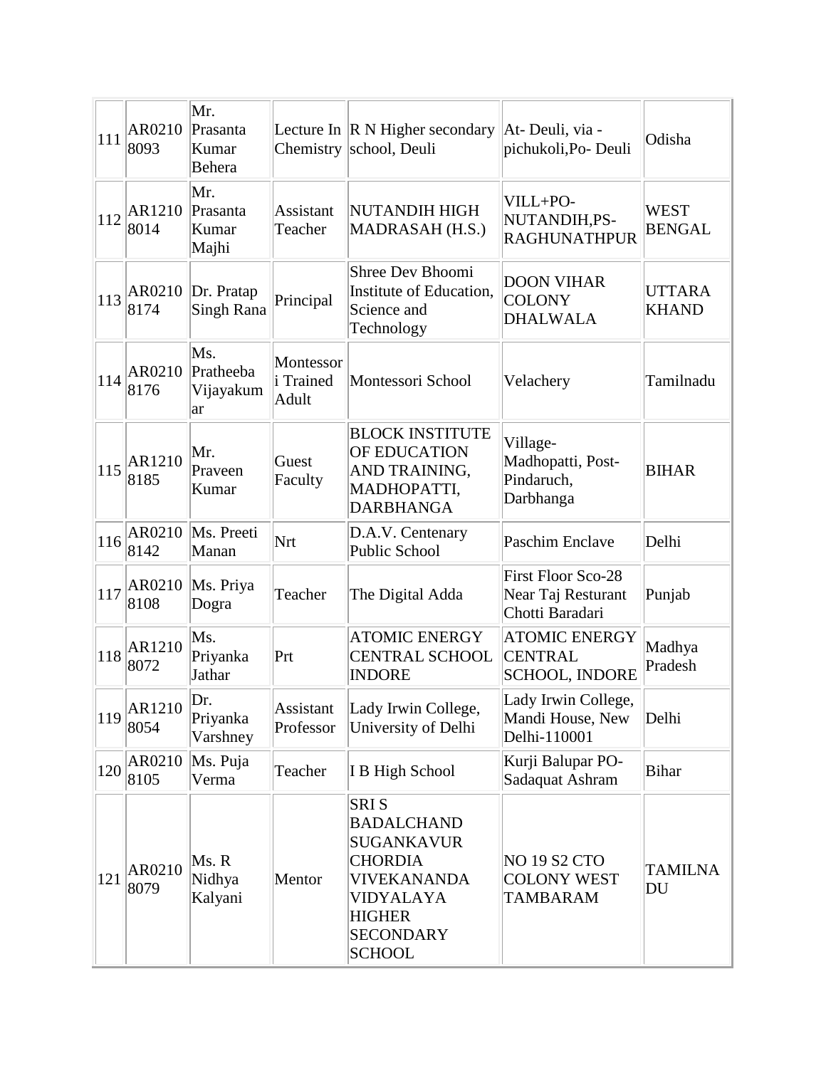| 111 | AR02108093 | Mr. Prasanta Kumar Behera | Lecture In Chemistry | R N Higher secondary school, Deuli | At- Deuli, via - pichukoli,Po- Deuli | Odisha |
|---|---|---|---|---|---|---|
| 112 | AR12108014 | Mr. Prasanta Kumar Majhi | Assistant Teacher | NUTANDIH HIGH MADRASAH (H.S.) | VILL+PO-NUTANDIH,PS-RAGHUNATHPUR | WEST BENGAL |
| 113 | AR02108174 | Dr. Pratap Singh Rana | Principal | Shree Dev Bhoomi Institute of Education, Science and Technology | DOON VIHAR COLONY DHALWALA | UTTARA KHAND |
| 114 | AR02108176 | Ms. Pratheeba Vijayakumar | Montessori Trained Adult | Montessori School | Velachery | Tamilnadu |
| 115 | AR12108185 | Mr. Praveen Kumar | Guest Faculty | BLOCK INSTITUTE OF EDUCATION AND TRAINING, MADHOPATTI, DARBHANGA | Village-Madhopatti, Post-Pindaruch, Darbhanga | BIHAR |
| 116 | AR02108142 | Ms. Preeti Manan | Nrt | D.A.V. Centenary Public School | Paschim Enclave | Delhi |
| 117 | AR02108108 | Ms. Priya Dogra | Teacher | The Digital Adda | First Floor Sco-28 Near Taj Resturant Chotti Baradari | Punjab |
| 118 | AR12108072 | Ms. Priyanka Jathar | Prt | ATOMIC ENERGY CENTRAL SCHOOL INDORE | ATOMIC ENERGY CENTRAL SCHOOL, INDORE | Madhya Pradesh |
| 119 | AR12108054 | Dr. Priyanka Varshney | Assistant Professor | Lady Irwin College, University of Delhi | Lady Irwin College, Mandi House, New Delhi-110001 | Delhi |
| 120 | AR02108105 | Ms. Puja Verma | Teacher | I B High School | Kurji Balupar PO-Sadaquat Ashram | Bihar |
| 121 | AR02108079 | Ms. R Nidhya Kalyani | Mentor | SRI S BADALCHAND SUGANKAVUR CHORDIA VIVEKANANDA VIDYALAYA HIGHER SECONDARY SCHOOL | NO 19 S2 CTO COLONY WEST TAMBARAM | TAMILNADU |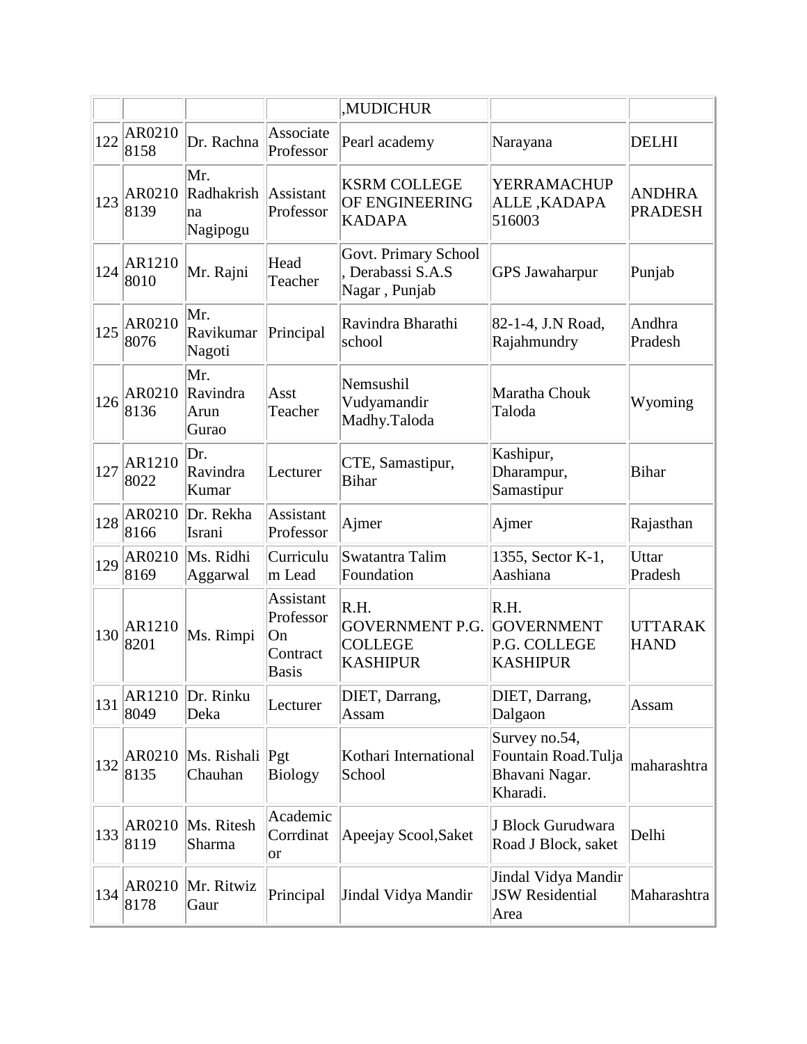|  |  |  |  | ,MUDICHUR |  |  |
|---|---|---|---|---|---|---|
| 122 | AR02108158 | Dr. Rachna | Associate Professor | Pearl academy | Narayana | DELHI |
| 123 | AR02108139 | Mr. Radhakrishna Nagipogu | Assistant Professor | KSRM COLLEGE OF ENGINEERING KADAPA | YERRAMACHUPALLE ,KADAPA 516003 | ANDHRA PRADESH |
| 124 | AR12108010 | Mr. Rajni | Head Teacher | Govt. Primary School , Derabassi S.A.S Nagar , Punjab | GPS Jawaharpur | Punjab |
| 125 | AR02108076 | Mr. Ravikumar Nagoti | Principal | Ravindra Bharathi school | 82-1-4, J.N Road, Rajahmundry | Andhra Pradesh |
| 126 | AR02108136 | Mr. Ravindra Arun Gurao | Asst Teacher | Nemsushil Vudyamandir Madhy.Taloda | Maratha Chouk Taloda | Wyoming |
| 127 | AR12108022 | Dr. Ravindra Kumar | Lecturer | CTE, Samastipur, Bihar | Kashipur, Dharampur, Samastipur | Bihar |
| 128 | AR02108166 | Dr. Rekha Israni | Assistant Professor | Ajmer | Ajmer | Rajasthan |
| 129 | AR02108169 | Ms. Ridhi Aggarwal | Curriculum Lead | Swatantra Talim Foundation | 1355, Sector K-1, Aashiana | Uttar Pradesh |
| 130 | AR12108201 | Ms. Rimpi | Assistant Professor On Contract Basis | R.H. GOVERNMENT P.G. COLLEGE KASHIPUR | R.H. GOVERNMENT P.G. COLLEGE KASHIPUR | UTTARAKHAND |
| 131 | AR12108049 | Dr. Rinku Deka | Lecturer | DIET, Darrang, Assam | DIET, Darrang, Dalgaon | Assam |
| 132 | AR02108135 | Ms. Rishali Chauhan | Pgt Biology | Kothari International School | Survey no.54, Fountain Road.Tulja Bhavani Nagar. Kharadi. | maharashtra |
| 133 | AR02108119 | Ms. Ritesh Sharma | Academic Corrdinator | Apeejay Scool,Saket | J Block Gurudwara Road J Block, saket | Delhi |
| 134 | AR02108178 | Mr. Ritwiz Gaur | Principal | Jindal Vidya Mandir | Jindal Vidya Mandir JSW Residential Area | Maharashtra |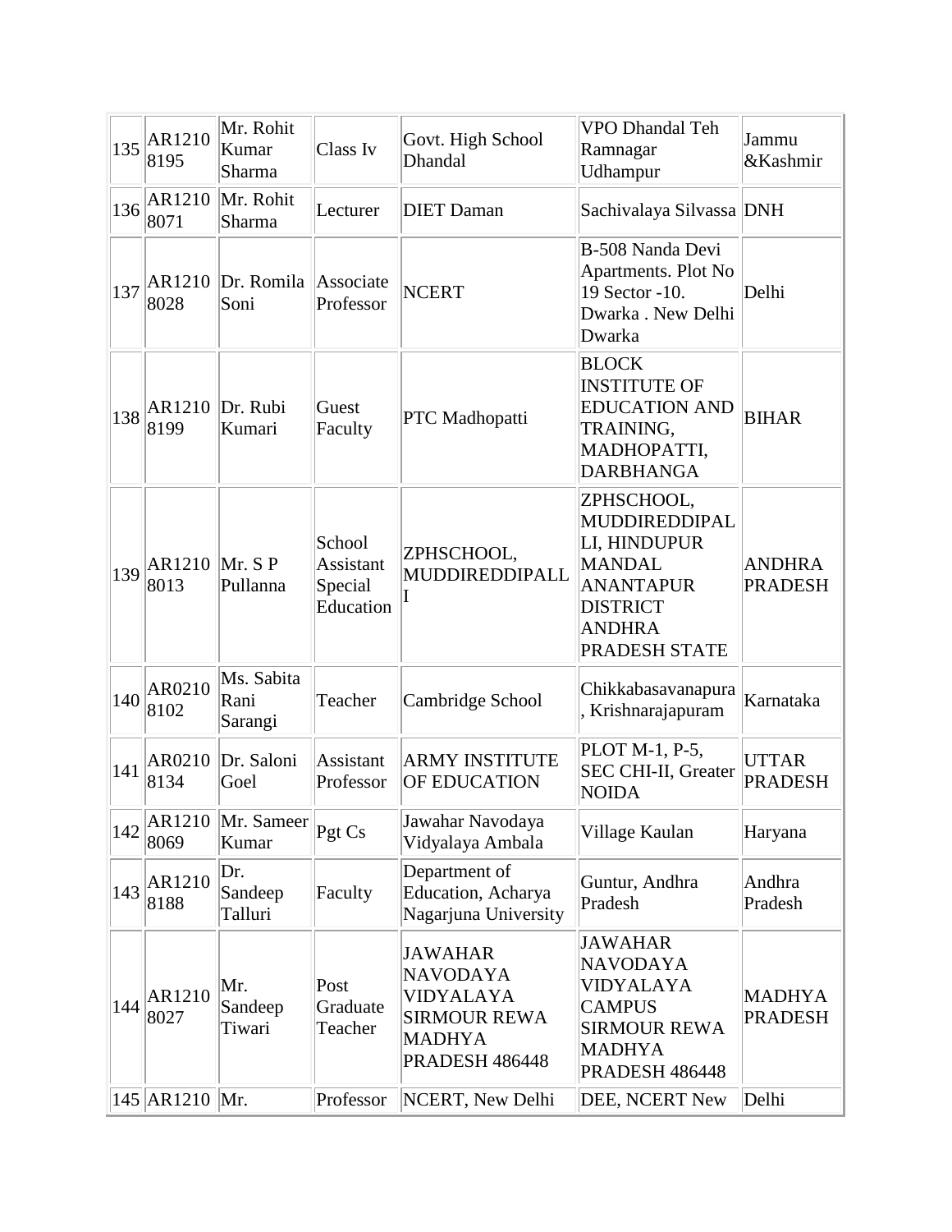| 135 | AR12108195 | Mr. Rohit Kumar Sharma | Class Iv | Govt. High School Dhandal | VPO Dhandal Teh Ramnagar Udhampur | Jammu &Kashmir |
|---|---|---|---|---|---|---|
| 136 | AR12108071 | Mr. Rohit Sharma | Lecturer | DIET Daman | Sachivalaya Silvassa | DNH |
| 137 | AR12108028 | Dr. Romila Soni | Associate Professor | NCERT | B-508 Nanda Devi Apartments. Plot No 19 Sector -10. Dwarka . New Delhi Dwarka | Delhi |
| 138 | AR12108199 | Dr. Rubi Kumari | Guest Faculty | PTC Madhopatti | BLOCK INSTITUTE OF EDUCATION AND TRAINING, MADHOPATTI, DARBHANGA | BIHAR |
| 139 | AR12108013 | Mr. S P Pullanna | School Assistant Special Education | ZPHSCHOOL, MUDDIREDDIPALLI | ZPHSCHOOL, MUDDIREDDIPALLI, HINDUPUR MANDAL ANANTAPUR DISTRICT ANDHRA PRADESH STATE | ANDHRA PRADESH |
| 140 | AR02108102 | Ms. Sabita Rani Sarangi | Teacher | Cambridge School | Chikkabasavanapura, Krishnarajapuram | Karnataka |
| 141 | AR02108134 | Dr. Saloni Goel | Assistant Professor | ARMY INSTITUTE OF EDUCATION | PLOT M-1, P-5, SEC CHI-II, Greater NOIDA | UTTAR PRADESH |
| 142 | AR12108069 | Mr. Sameer Kumar | Pgt Cs | Jawahar Navodaya Vidyalaya Ambala | Village Kaulan | Haryana |
| 143 | AR12108188 | Dr. Sandeep Talluri | Faculty | Department of Education, Acharya Nagarjuna University | Guntur, Andhra Pradesh | Andhra Pradesh |
| 144 | AR12108027 | Mr. Sandeep Tiwari | Post Graduate Teacher | JAWAHAR NAVODAYA VIDYALAYA SIRMOUR REWA MADHYA PRADESH 486448 | JAWAHAR NAVODAYA VIDYALAYA CAMPUS SIRMOUR REWA MADHYA PRADESH 486448 | MADHYA PRADESH |
| 145 | AR1210 | Mr. | Professor | NCERT, New Delhi | DEE, NCERT New | Delhi |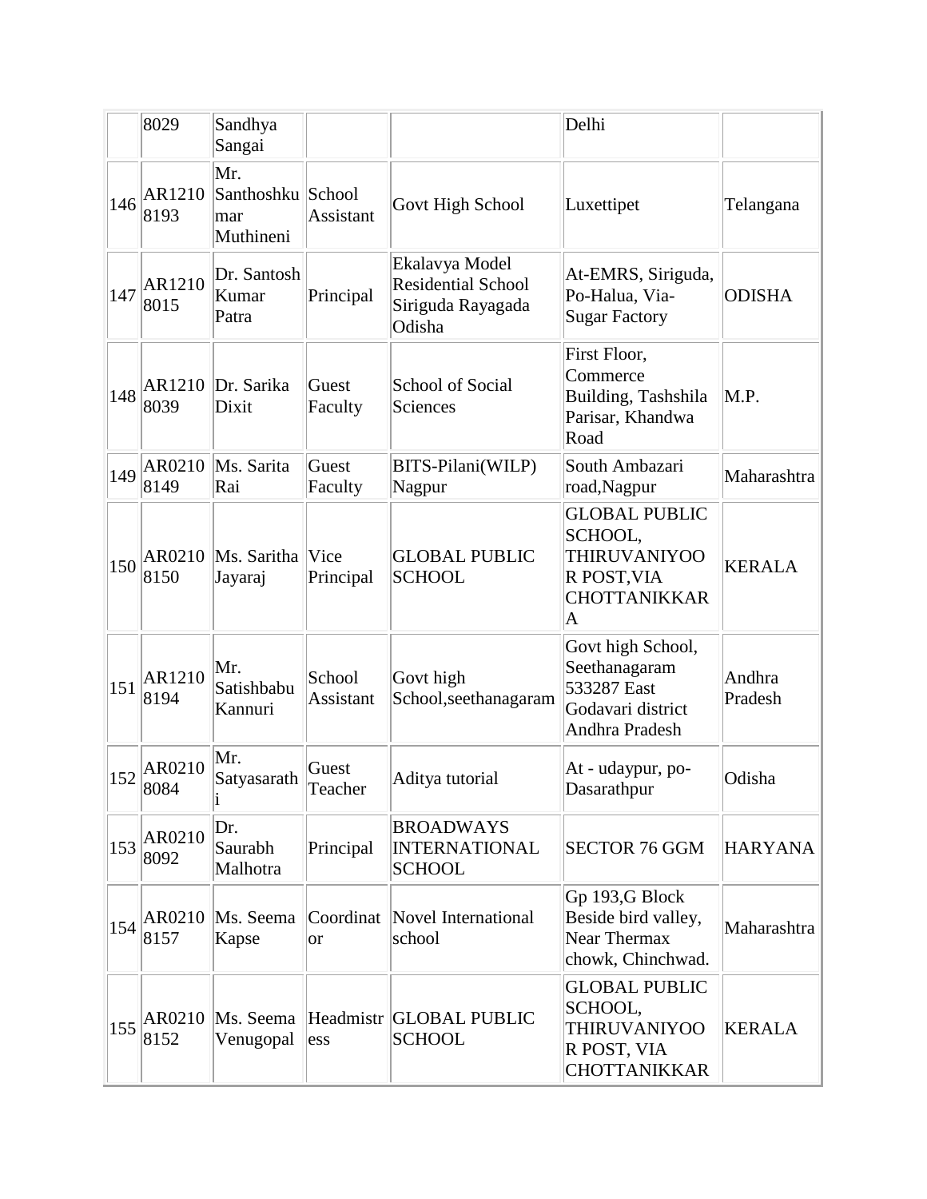|  | 8029 | Sandhya Sangai |  |  | Delhi |  |
|---|---|---|---|---|---|---|
| 146 | AR12108193 | Mr. Santhoshkumar Muthineni | School Assistant | Govt High School | Luxettipet | Telangana |
| 147 | AR12108015 | Dr. Santosh Kumar Patra | Principal | Ekalavya Model Residential School Siriguda Rayagada Odisha | At-EMRS, Siriguda, Po-Halua, Via-Sugar Factory | ODISHA |
| 148 | AR12108039 | Dr. Sarika Dixit | Guest Faculty | School of Social Sciences | First Floor, Commerce Building, Tashshila Parisar, Khandwa Road | M.P. |
| 149 | AR02108149 | Ms. Sarita Rai | Guest Faculty | BITS-Pilani(WILP) Nagpur | South Ambazari road,Nagpur | Maharashtra |
| 150 | AR02108150 | Ms. Saritha Jayaraj | Vice Principal | GLOBAL PUBLIC SCHOOL | GLOBAL PUBLIC SCHOOL, THIRUVANIYOOR POST,VIA CHOTTANIKKARA | KERALA |
| 151 | AR12108194 | Mr. Satishbabu Kannuri | School Assistant | Govt high School,seethanagaram | Govt high School, Seethanagaram 533287 East Godavari district Andhra Pradesh | Andhra Pradesh |
| 152 | AR02108084 | Mr. Satyasarathi | Guest Teacher | Aditya tutorial | At - udaypur, po-Dasarathpur | Odisha |
| 153 | AR02108092 | Dr. Saurabh Malhotra | Principal | BROADWAYS INTERNATIONAL SCHOOL | SECTOR 76 GGM | HARYANA |
| 154 | AR02108157 | Ms. Seema Kapse | Coordinator | Novel International school | Gp 193,G Block Beside bird valley, Near Thermax chowk, Chinchwad. | Maharashtra |
| 155 | AR02108152 | Ms. Seema Venugopal | Headmistress | GLOBAL PUBLIC SCHOOL | GLOBAL PUBLIC SCHOOL, THIRUVANIYOOR POST, VIA CHOTTANIKKAR | KERALA |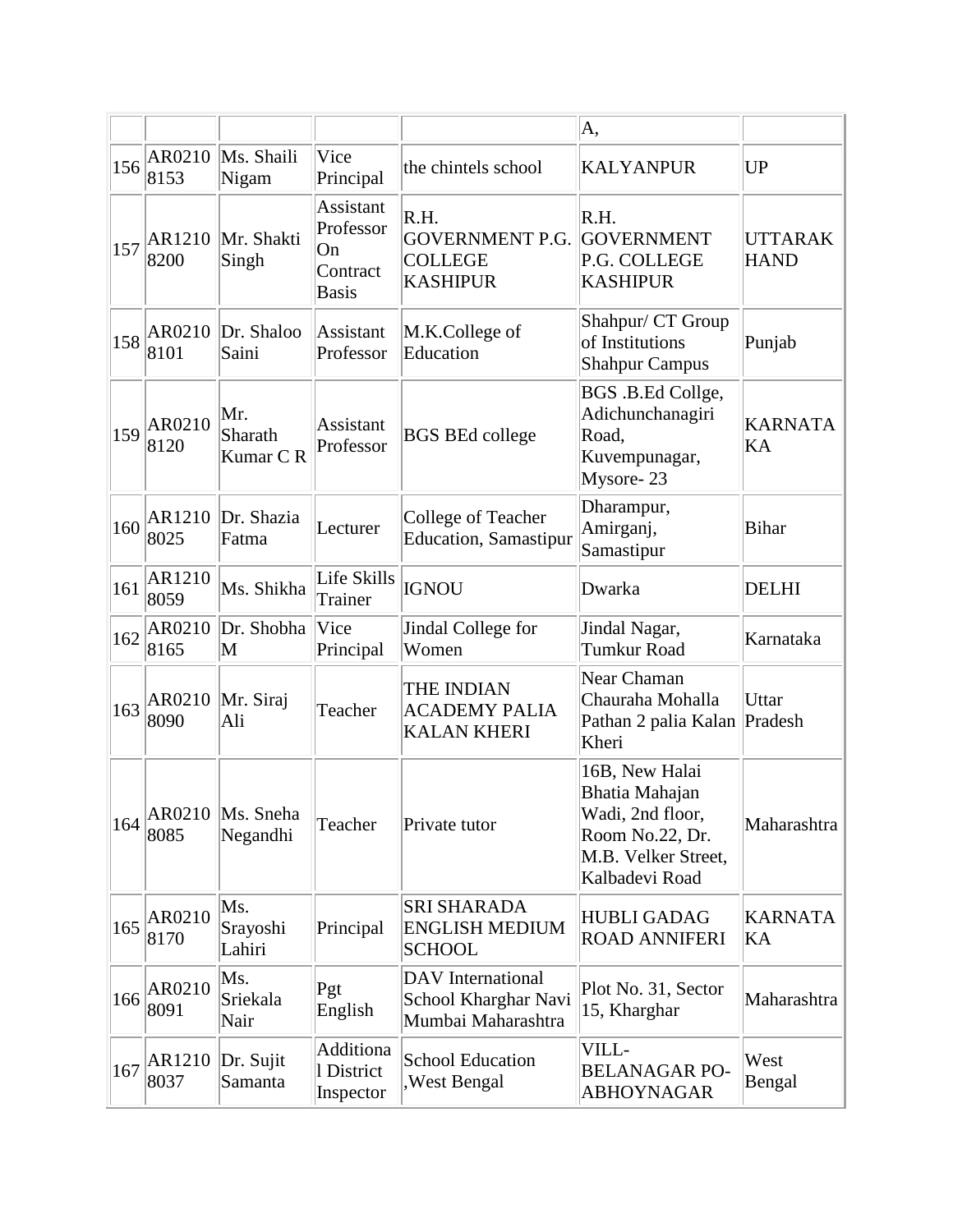| | | | | | A, | |
|---|---|---|---|---|---|---|
| 156 | AR02108153 | Ms. Shaili Nigam | Vice Principal | the chintels school | KALYANPUR | UP |
| 157 | AR12108200 | Mr. Shakti Singh | Assistant Professor On Contract Basis | R.H. GOVERNMENT P.G. COLLEGE KASHIPUR | R.H. GOVERNMENT P.G. COLLEGE KASHIPUR | UTTARAKHAND |
| 158 | AR02108101 | Dr. Shaloo Saini | Assistant Professor | M.K.College of Education | Shahpur/ CT Group of Institutions Shahpur Campus | Punjab |
| 159 | AR02108120 | Mr. Sharath Kumar C R | Assistant Professor | BGS BEd college | BGS .B.Ed Collge, Adichunchanagiri Road, Kuvempunagar, Mysore- 23 | KARNATAKA |
| 160 | AR12108025 | Dr. Shazia Fatma | Lecturer | College of Teacher Education, Samastipur | Dharampur, Amirganj, Samastipur | Bihar |
| 161 | AR12108059 | Ms. Shikha | Life Skills Trainer | IGNOU | Dwarka | DELHI |
| 162 | AR02108165 | Dr. Shobha M | Vice Principal | Jindal College for Women | Jindal Nagar, Tumkur Road | Karnataka |
| 163 | AR02108090 | Mr. Siraj Ali | Teacher | THE INDIAN ACADEMY PALIA KALAN KHERI | Near Chaman Chauraha Mohalla Pathan 2 palia Kalan Kheri | Uttar Pradesh |
| 164 | AR02108085 | Ms. Sneha Negandhi | Teacher | Private tutor | 16B, New Halai Bhatia Mahajan Wadi, 2nd floor, Room No.22, Dr. M.B. Velker Street, Kalbadevi Road | Maharashtra |
| 165 | AR02108170 | Ms. Srayoshi Lahiri | Principal | SRI SHARADA ENGLISH MEDIUM SCHOOL | HUBLI GADAG ROAD ANNIFERI | KARNATAKA |
| 166 | AR02108091 | Ms. Sriekala Nair | Pgt English | DAV International School Kharghar Navi Mumbai Maharashtra | Plot No. 31, Sector 15, Kharghar | Maharashtra |
| 167 | AR12108037 | Dr. Sujit Samanta | Additional District Inspector | School Education ,West Bengal | VILL-BELANAGAR PO-ABHOYNAGAR | West Bengal |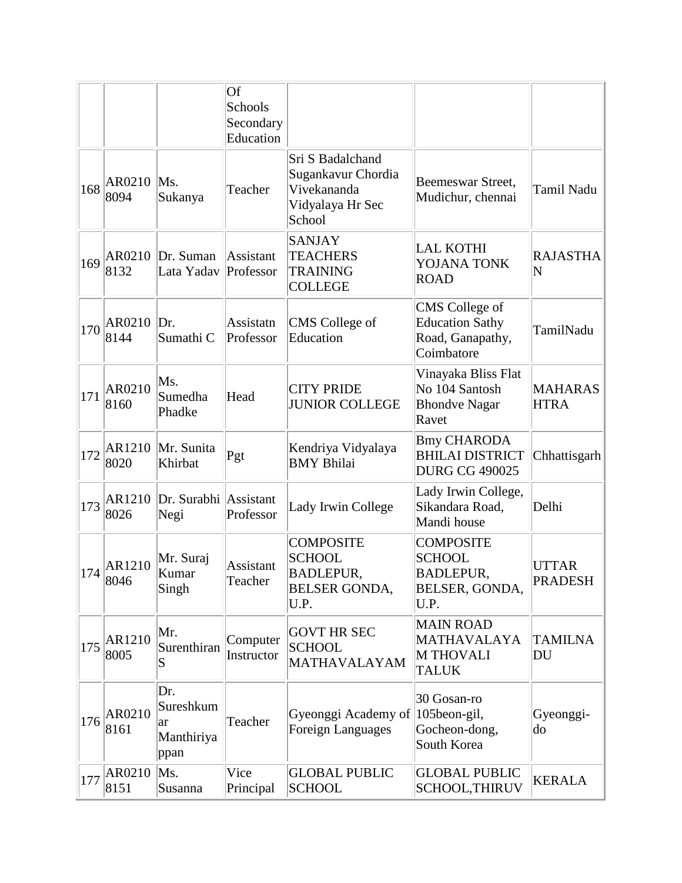|  |  |  | Of Schools Secondary Education |  |  |  |
|---|---|---|---|---|---|---|
| 168 | AR02108094 | Ms. Sukanya | Teacher | Sri S Badalchand Sugankavur Chordia Vivekananda Vidyalaya Hr Sec School | Beemeswar Street, Mudichur, chennai | Tamil Nadu |
| 169 | AR02108132 | Dr. Suman Lata Yadav | Assistant Professor | SANJAY TEACHERS TRAINING COLLEGE | LAL KOTHI YOJANA TONK ROAD | RAJASTHAN |
| 170 | AR02108144 | Dr. Sumathi C | Assistatn Professor | CMS College of Education | CMS College of Education Sathy Road, Ganapathy, Coimbatore | TamilNadu |
| 171 | AR02108160 | Ms. Sumedha Phadke | Head | CITY PRIDE JUNIOR COLLEGE | Vinayaka Bliss Flat No 104 Santosh Bhondve Nagar Ravet | MAHARASHTRA |
| 172 | AR12108020 | Mr. Sunita Khirbat | Pgt | Kendriya Vidyalaya BMY Bhilai | Bmy CHARODA BHILAI DISTRICT DURG CG 490025 | Chhattisgarh |
| 173 | AR12108026 | Dr. Surabhi Negi | Assistant Professor | Lady Irwin College | Lady Irwin College, Sikandara Road, Mandi house | Delhi |
| 174 | AR12108046 | Mr. Suraj Kumar Singh | Assistant Teacher | COMPOSITE SCHOOL BADLEPUR, BELSER GONDA, U.P. | COMPOSITE SCHOOL BADLEPUR, BELSER, GONDA, U.P. | UTTAR PRADESH |
| 175 | AR12108005 | Mr. Surenthiran S | Computer Instructor | GOVT HR SEC SCHOOL MATHAVALAYAM | MAIN ROAD MATHAVALAYAM THOVALI TALUK | TAMILNADU |
| 176 | AR02108161 | Dr. Sureshkumar Manthiriyappan | Teacher | Gyeonggi Academy of Foreign Languages | 30 Gosan-ro 105beon-gil, Gocheon-dong, South Korea | Gyeonggi-do |
| 177 | AR02108151 | Ms. Susanna | Vice Principal | GLOBAL PUBLIC SCHOOL | GLOBAL PUBLIC SCHOOL,THIRUV | KERALA |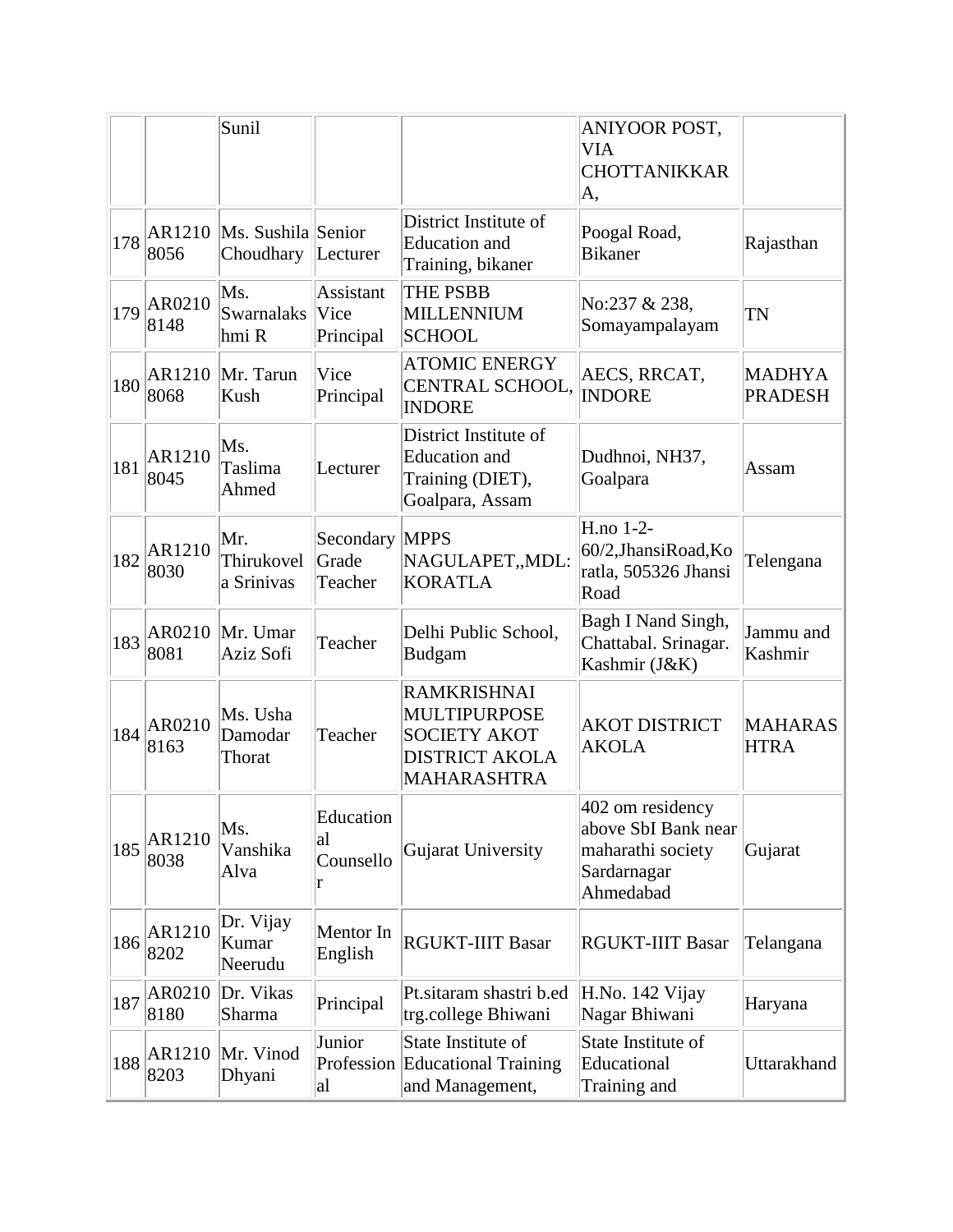| | | | | | | |
|---|---|---|---|---|---|---|
| | | Sunil | | | ANIYOOR POST, VIA CHOTTANIKKARA, | |
| 178 | AR12108056 | Ms. Sushila Choudhary | Senior Lecturer | District Institute of Education and Training, bikaner | Poogal Road, Bikaner | Rajasthan |
| 179 | AR02108148 | Ms. Swarnalakshmi R | Assistant Vice Principal | THE PSBB MILLENNIUM SCHOOL | No:237 & 238, Somayampalayam | TN |
| 180 | AR12108068 | Mr. Tarun Kush | Vice Principal | ATOMIC ENERGY CENTRAL SCHOOL, INDORE | AECS, RRCAT, INDORE | MADHYA PRADESH |
| 181 | AR12108045 | Ms. Taslima Ahmed | Lecturer | District Institute of Education and Training (DIET), Goalpara, Assam | Dudhnoi, NH37, Goalpara | Assam |
| 182 | AR12108030 | Mr. Thirukovela Srinivas | Secondary Grade Teacher | MPPS NAGULAPET,,MDL: KORATLA | H.no 1-2-60/2,JhansiRoad,Koratla, 505326 Jhansi Road | Telengana |
| 183 | AR02108081 | Mr. Umar Aziz Sofi | Teacher | Delhi Public School, Budgam | Bagh I Nand Singh, Chattabal. Srinagar. Kashmir (J&K) | Jammu and Kashmir |
| 184 | AR02108163 | Ms. Usha Damodar Thorat | Teacher | RAMKRISHNAI MULTIPURPOSE SOCIETY AKOT DISTRICT AKOLA MAHARASHTRA | AKOT DISTRICT AKOLA | MAHARASHTRA |
| 185 | AR12108038 | Ms. Vanshika Alva | Educational Counsellor | Gujarat University | 402 om residency above SbI Bank near maharathi society Sardarnagar Ahmedabad | Gujarat |
| 186 | AR12108202 | Dr. Vijay Kumar Neerudu | Mentor In English | RGUKT-IIIT Basar | RGUKT-IIIT Basar | Telangana |
| 187 | AR02108180 | Dr. Vikas Sharma | Principal | Pt.sitaram shastri b.ed trg.college Bhiwani | H.No. 142 Vijay Nagar Bhiwani | Haryana |
| 188 | AR12108203 | Mr. Vinod Dhyani | Junior Professional | State Institute of Educational Training and Management, | State Institute of Educational Training and | Uttarakhand |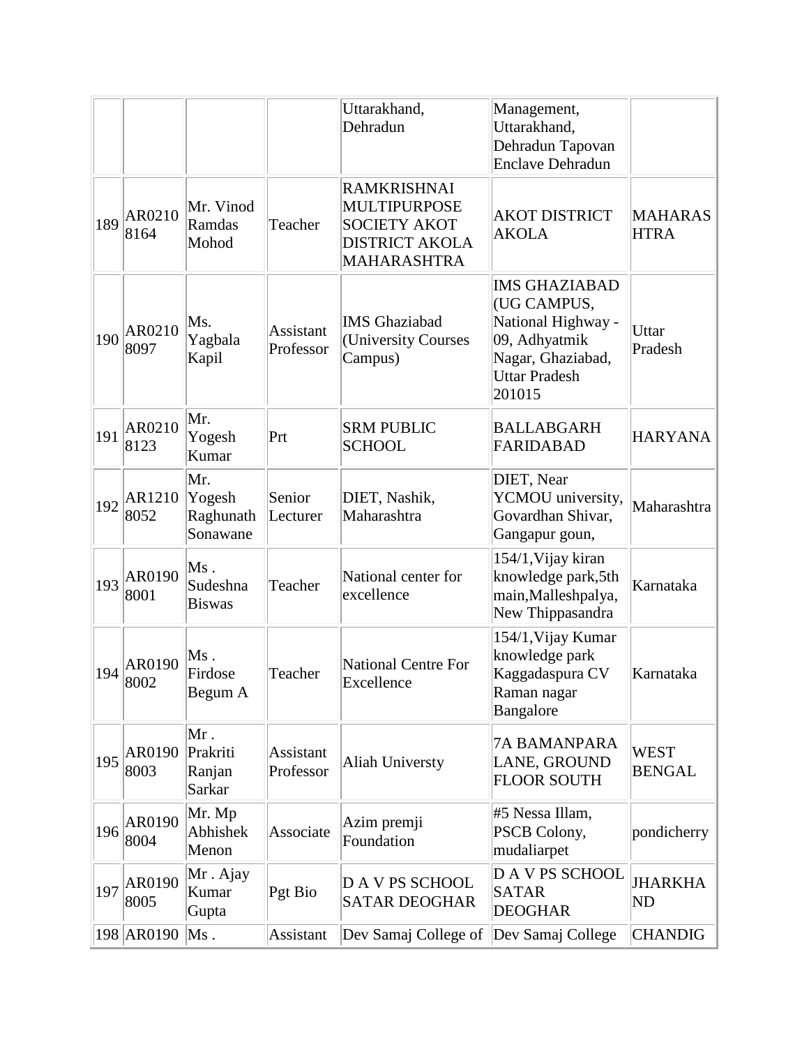|  |  |  |  | Uttarakhand, Dehradun | Management, Uttarakhand, Dehradun Tapovan Enclave Dehradun |  |
|---|---|---|---|---|---|---|
| 189 | AR02108164 | Mr. Vinod Ramdas Mohod | Teacher | RAMKRISHNAI MULTIPURPOSE SOCIETY AKOT DISTRICT AKOLA MAHARASHTRA | AKOT DISTRICT AKOLA | MAHARASHTRA |
| 190 | AR02108097 | Ms. Yagbala Kapil | Assistant Professor | IMS Ghaziabad (University Courses Campus) | IMS GHAZIABAD (UG CAMPUS, National Highway - 09, Adhyatmik Nagar, Ghaziabad, Uttar Pradesh 201015 | Uttar Pradesh |
| 191 | AR02108123 | Mr. Yogesh Kumar | Prt | SRM PUBLIC SCHOOL | BALLABGARH FARIDABAD | HARYANA |
| 192 | AR12108052 | Mr. Yogesh Raghunath Sonawane | Senior Lecturer | DIET, Nashik, Maharashtra | DIET, Near YCMOU university, Govardhan Shivar, Gangapur goun, | Maharashtra |
| 193 | AR01908001 | Ms . Sudeshna Biswas | Teacher | National center for excellence | 154/1,Vijay kiran knowledge park,5th main,Malleshpalya, New Thippasandra | Karnataka |
| 194 | AR01908002 | Ms . Firdose Begum A | Teacher | National Centre For Excellence | 154/1,Vijay Kumar knowledge park Kaggadaspura CV Raman nagar Bangalore | Karnataka |
| 195 | AR01908003 | Mr . Prakriti Ranjan Sarkar | Assistant Professor | Aliah Universty | 7A BAMANPARA LANE, GROUND FLOOR SOUTH | WEST BENGAL |
| 196 | AR01908004 | Mr. Mp Abhishek Menon | Associate | Azim premji Foundation | #5 Nessa Illam, PSCB Colony, mudaliarpet | pondicherry |
| 197 | AR01908005 | Mr . Ajay Kumar Gupta | Pgt Bio | D A V PS SCHOOL SATAR DEOGHAR | D A V PS SCHOOL SATAR DEOGHAR | JHARKHAND |
| 198 | AR0190 | Ms . | Assistant | Dev Samaj College of | Dev Samaj College | CHANDIG |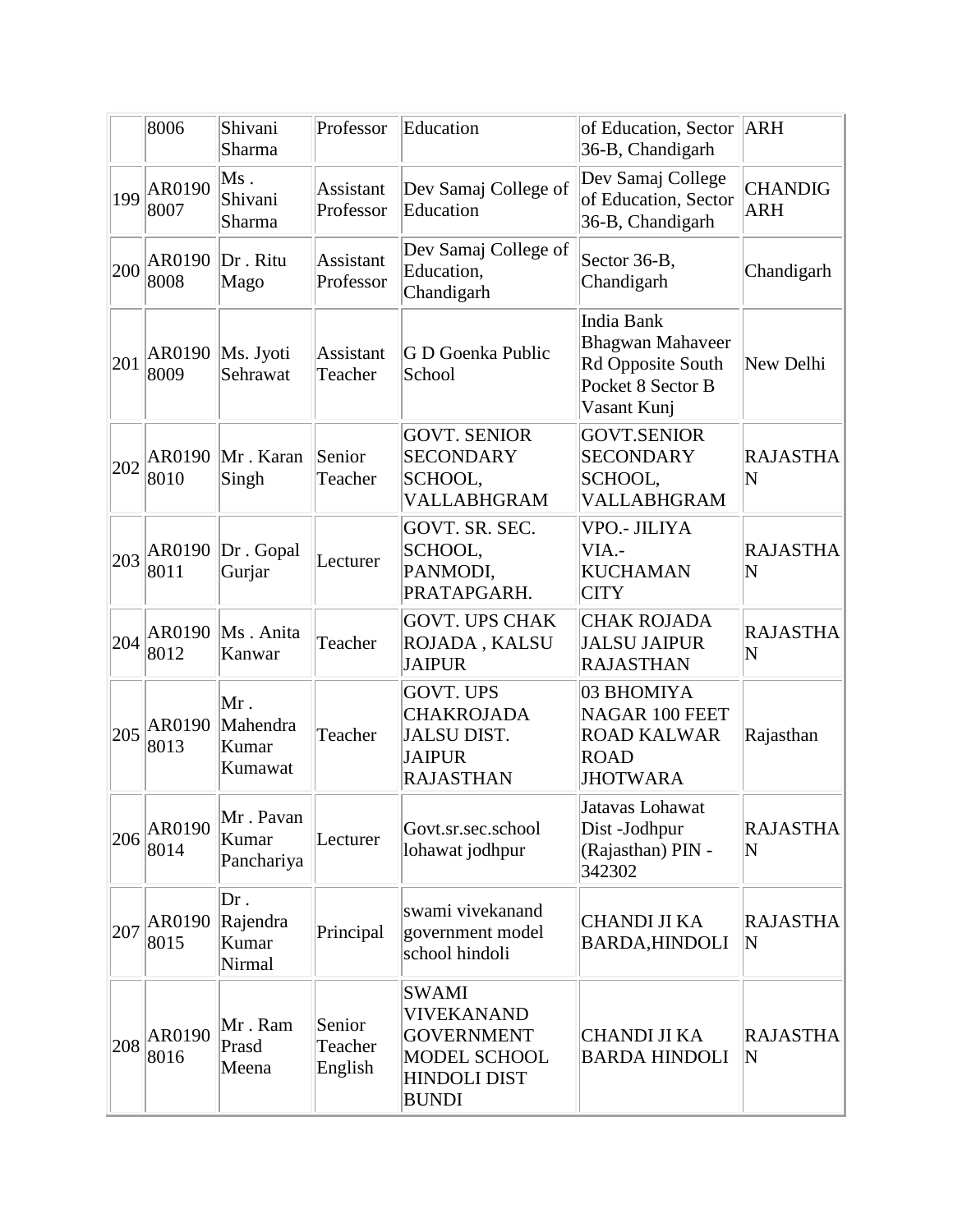|  | 8006 | Shivani Sharma | Professor | Education | of Education, Sector 36-B, Chandigarh | ARH |
|---|---|---|---|---|---|---|
| 199 | AR01908007 | Ms . Shivani Sharma | Assistant Professor | Dev Samaj College of Education | Dev Samaj College of Education, Sector 36-B, Chandigarh | CHANDIGARH |
| 200 | AR01908008 | Dr . Ritu Mago | Assistant Professor | Dev Samaj College of Education, Chandigarh | Sector 36-B, Chandigarh | Chandigarh |
| 201 | AR01908009 | Ms. Jyoti Sehrawat | Assistant Teacher | G D Goenka Public School | India Bank Bhagwan Mahaveer Rd Opposite South Pocket 8 Sector B Vasant Kunj | New Delhi |
| 202 | AR01908010 | Mr . Karan Singh | Senior Teacher | GOVT. SENIOR SECONDARY SCHOOL, VALLABHGRAM | GOVT.SENIOR SECONDARY SCHOOL, VALLABHGRAM | RAJASTHAN |
| 203 | AR01908011 | Dr . Gopal Gurjar | Lecturer | GOVT. SR. SEC. SCHOOL, PANMODI, PRATAPGARH. | VPO.- JILIYA VIA.- KUCHAMAN CITY | RAJASTHAN |
| 204 | AR01908012 | Ms . Anita Kanwar | Teacher | GOVT. UPS CHAK ROJADA , KALSU JAIPUR | CHAK ROJADA JALSU JAIPUR RAJASTHAN | RAJASTHAN |
| 205 | AR01908013 | Mr . Mahendra Kumar Kumawat | Teacher | GOVT. UPS CHAKROJADA JALSU DIST. JAIPUR RAJASTHAN | 03 BHOMIYA NAGAR 100 FEET ROAD KALWAR ROAD JHOTWARA | Rajasthan |
| 206 | AR01908014 | Mr . Pavan Kumar Panchariya | Lecturer | Govt.sr.sec.school lohawat jodhpur | Jatavas Lohawat Dist -Jodhpur (Rajasthan) PIN - 342302 | RAJASTHAN |
| 207 | AR01908015 | Dr . Rajendra Kumar Nirmal | Principal | swami vivekanand government model school hindoli | CHANDI JI KA BARDA,HINDOLI | RAJASTHAN |
| 208 | AR01908016 | Mr . Ram Prasd Meena | Senior Teacher English | SWAMI VIVEKANAND GOVERNMENT MODEL SCHOOL HINDOLI DIST BUNDI | CHANDI JI KA BARDA HINDOLI | RAJASTHAN |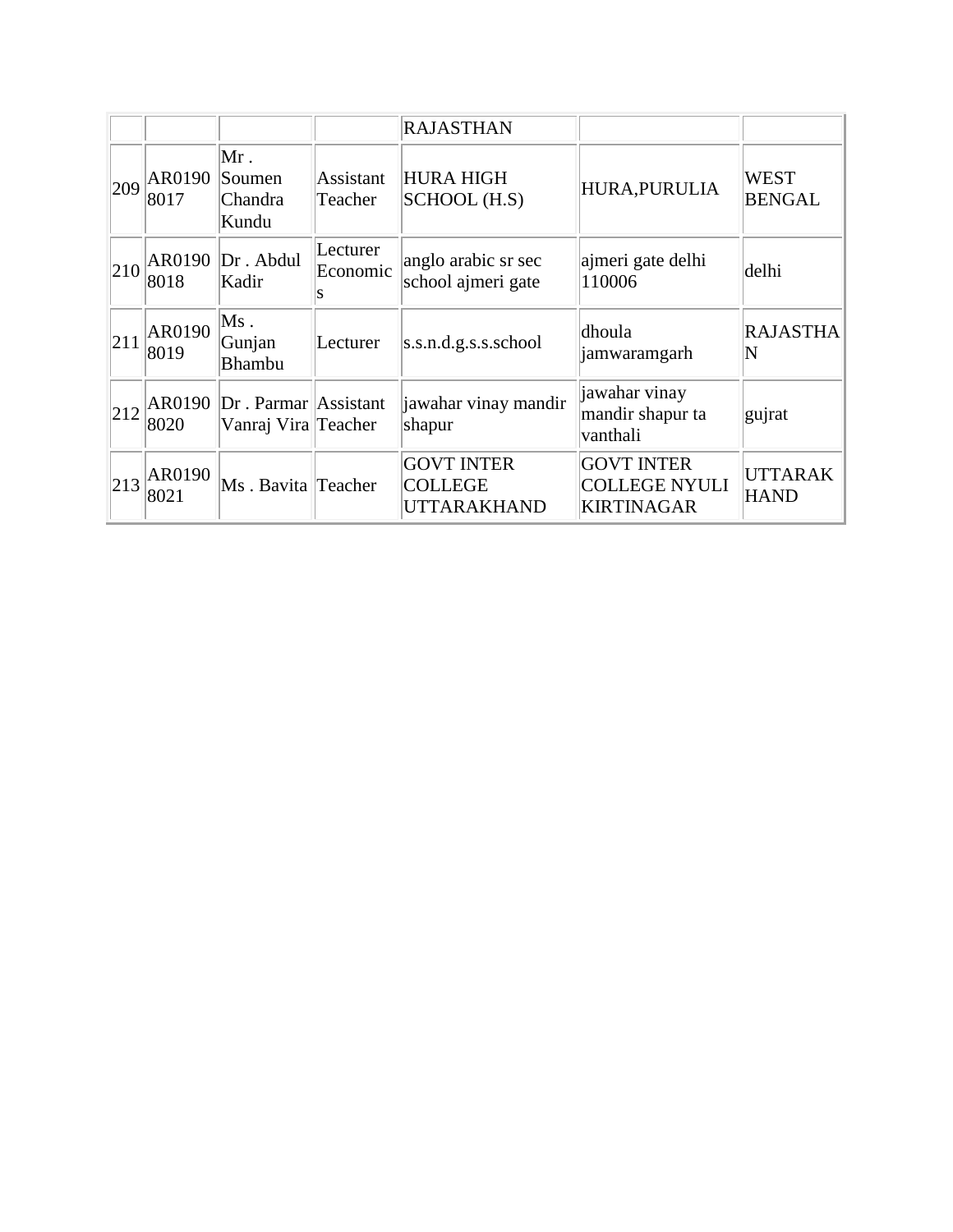| | | | | | | |
|---|---|---|---|---|---|---|
| | | | | RAJASTHAN | | |
| 209 | AR01908017 | Mr . Soumen Chandra Kundu | Assistant Teacher | HURA HIGH SCHOOL (H.S) | HURA,PURULIA | WEST BENGAL |
| 210 | AR01908018 | Dr . Abdul Kadir | Lecturer Economics | anglo arabic sr sec school ajmeri gate | ajmeri gate delhi 110006 | delhi |
| 211 | AR01908019 | Ms . Gunjan Bhambu | Lecturer | s.s.n.d.g.s.s.school | dhoula jamwaramgarh | RAJASTHAN |
| 212 | AR01908020 | Dr . Parmar Vanraj Vira | Assistant Teacher | jawahar vinay mandir shapur | jawahar vinay mandir shapur ta vanthali | gujrat |
| 213 | AR01908021 | Ms . Bavita | Teacher | GOVT INTER COLLEGE UTTARAKHAND | GOVT INTER COLLEGE NYULI KIRTINAGAR | UTTARAKHAND |